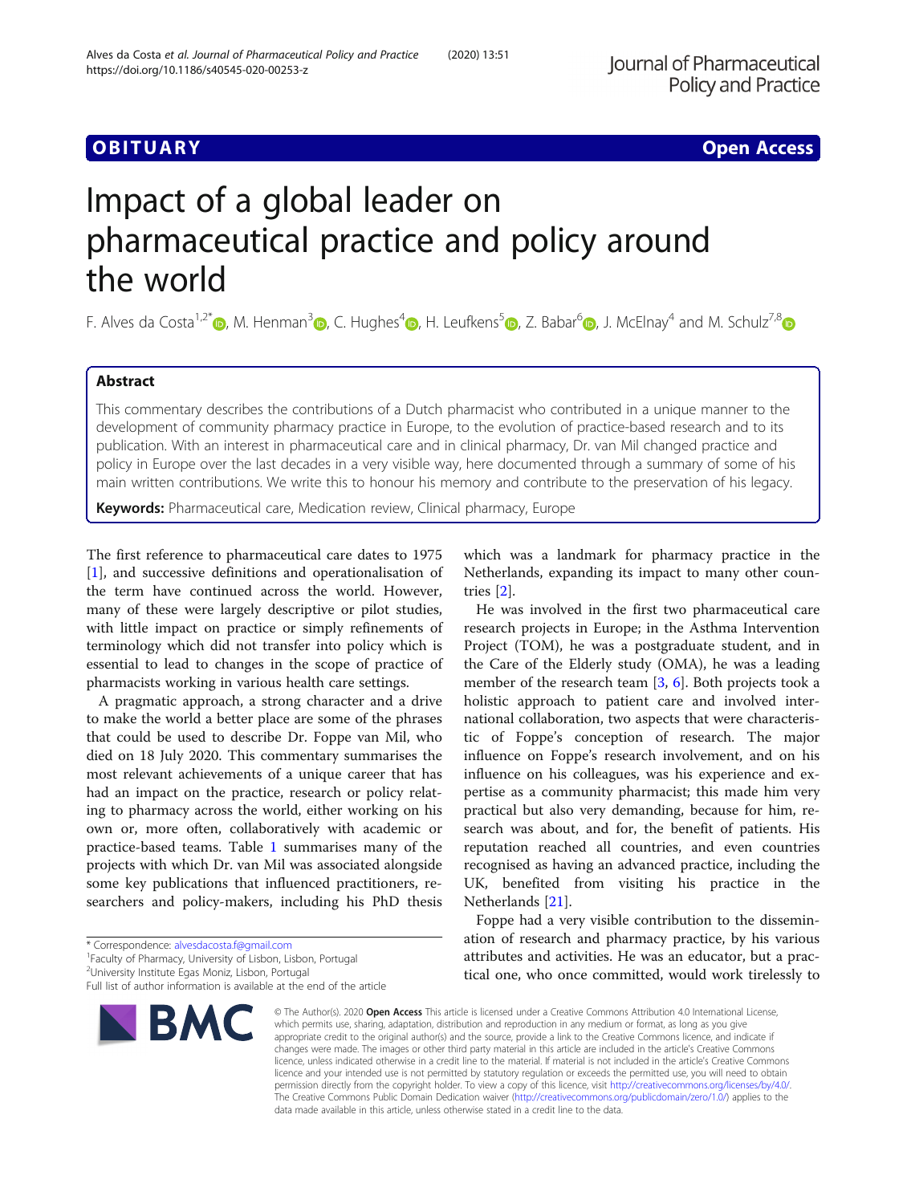OBITUARY

Open Access

# Impact of a global leader on pharmaceutical practice and policy around the world

F. Alves da Costa[1,2*], M. Henman[3], C. Hughes[4], H. Leufkens[5], Z. Babar[6], J. McElnay[4] and M. Schulz[7,8]

## Abstract

This commentary describes the contributions of a Dutch pharmacist who contributed in a unique manner to the development of community pharmacy practice in Europe, to the evolution of practice-based research and to its publication. With an interest in pharmaceutical care and in clinical pharmacy, Dr. van Mil changed practice and policy in Europe over the last decades in a very visible way, here documented through a summary of some of his main written contributions. We write this to honour his memory and contribute to the preservation of his legacy.

**Keywords:** Pharmaceutical care, Medication review, Clinical pharmacy, Europe

The first reference to pharmaceutical care dates to 1975 [1], and successive definitions and operationalisation of the term have continued across the world. However, many of these were largely descriptive or pilot studies, with little impact on practice or simply refinements of terminology which did not transfer into policy which is essential to lead to changes in the scope of practice of pharmacists working in various health care settings.

A pragmatic approach, a strong character and a drive to make the world a better place are some of the phrases that could be used to describe Dr. Foppe van Mil, who died on 18 July 2020. This commentary summarises the most relevant achievements of a unique career that has had an impact on the practice, research or policy relating to pharmacy across the world, either working on his own or, more often, collaboratively with academic or practice-based teams. Table 1 summarises many of the projects with which Dr. van Mil was associated alongside some key publications that influenced practitioners, researchers and policy-makers, including his PhD thesis which was a landmark for pharmacy practice in the Netherlands, expanding its impact to many other countries [2].

He was involved in the first two pharmaceutical care research projects in Europe; in the Asthma Intervention Project (TOM), he was a postgraduate student, and in the Care of the Elderly study (OMA), he was a leading member of the research team [3, 6]. Both projects took a holistic approach to patient care and involved international collaboration, two aspects that were characteristic of Foppe's conception of research. The major influence on Foppe's research involvement, and on his influence on his colleagues, was his experience and expertise as a community pharmacist; this made him very practical but also very demanding, because for him, research was about, and for, the benefit of patients. His reputation reached all countries, and even countries recognised as having an advanced practice, including the UK, benefited from visiting his practice in the Netherlands [21].

Foppe had a very visible contribution to the dissemination of research and pharmacy practice, by his various attributes and activities. He was an educator, but a practical one, who once committed, would work tirelessly to

* Correspondence: alvesdacosta.f@gmail.com
[1]Faculty of Pharmacy, University of Lisbon, Lisbon, Portugal
[2]University Institute Egas Moniz, Lisbon, Portugal
Full list of author information is available at the end of the article

© The Author(s). 2020 **Open Access** This article is licensed under a Creative Commons Attribution 4.0 International License, which permits use, sharing, adaptation, distribution and reproduction in any medium or format, as long as you give appropriate credit to the original author(s) and the source, provide a link to the Creative Commons licence, and indicate if changes were made. The images or other third party material in this article are included in the article's Creative Commons licence, unless indicated otherwise in a credit line to the material. If material is not included in the article's Creative Commons licence and your intended use is not permitted by statutory regulation or exceeds the permitted use, you will need to obtain permission directly from the copyright holder. To view a copy of this licence, visit http://creativecommons.org/licenses/by/4.0/. The Creative Commons Public Domain Dedication waiver (http://creativecommons.org/publicdomain/zero/1.0/) applies to the data made available in this article, unless otherwise stated in a credit line to the data.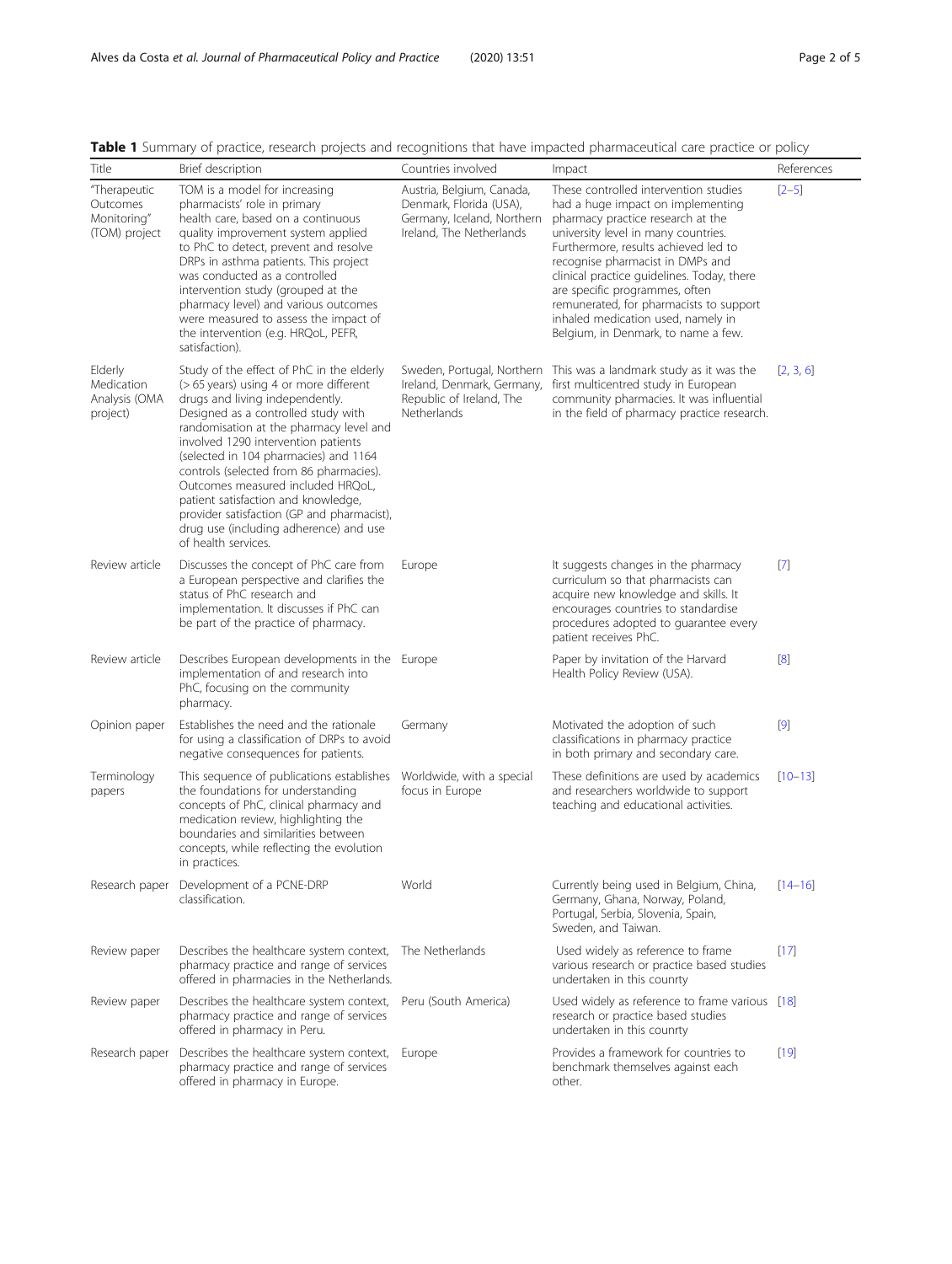**Table 1** Summary of practice, research projects and recognitions that have impacted pharmaceutical care practice or policy

| Title | Brief description | Countries involved | Impact | References |
|---|---|---|---|---|
| "Therapeutic Outcomes Monitoring" (TOM) project | TOM is a model for increasing pharmacists' role in primary health care, based on a continuous quality improvement system applied to PhC to detect, prevent and resolve DRPs in asthma patients. This project was conducted as a controlled intervention study (grouped at the pharmacy level) and various outcomes were measured to assess the impact of the intervention (e.g. HRQoL, PEFR, satisfaction). | Austria, Belgium, Canada, Denmark, Florida (USA), Germany, Iceland, Northern Ireland, The Netherlands | These controlled intervention studies had a huge impact on implementing pharmacy practice research at the university level in many countries. Furthermore, results achieved led to recognise pharmacist in DMPs and clinical practice guidelines. Today, there are specific programmes, often remunerated, for pharmacists to support inhaled medication used, namely in Belgium, in Denmark, to name a few. | [2–5] |
| Elderly Medication Analysis (OMA project) | Study of the effect of PhC in the elderly (> 65 years) using 4 or more different drugs and living independently. Designed as a controlled study with randomisation at the pharmacy level and involved 1290 intervention patients (selected in 104 pharmacies) and 1164 controls (selected from 86 pharmacies). Outcomes measured included HRQoL, patient satisfaction and knowledge, provider satisfaction (GP and pharmacist), drug use (including adherence) and use of health services. | Sweden, Portugal, Northern Ireland, Denmark, Germany, Republic of Ireland, The Netherlands | This was a landmark study as it was the first multicentred study in European community pharmacies. It was influential in the field of pharmacy practice research. | [2, 3, 6] |
| Review article | Discusses the concept of PhC care from a European perspective and clarifies the status of PhC research and implementation. It discusses if PhC can be part of the practice of pharmacy. | Europe | It suggests changes in the pharmacy curriculum so that pharmacists can acquire new knowledge and skills. It encourages countries to standardise procedures adopted to guarantee every patient receives PhC. | [7] |
| Review article | Describes European developments in the implementation of and research into PhC, focusing on the community pharmacy. | Europe | Paper by invitation of the Harvard Health Policy Review (USA). | [8] |
| Opinion paper | Establishes the need and the rationale for using a classification of DRPs to avoid negative consequences for patients. | Germany | Motivated the adoption of such classifications in pharmacy practice in both primary and secondary care. | [9] |
| Terminology papers | This sequence of publications establishes the foundations for understanding concepts of PhC, clinical pharmacy and medication review, highlighting the boundaries and similarities between concepts, while reflecting the evolution in practices. | Worldwide, with a special focus in Europe | These definitions are used by academics and researchers worldwide to support teaching and educational activities. | [10–13] |
| Research paper | Development of a PCNE-DRP classification. | World | Currently being used in Belgium, China, Germany, Ghana, Norway, Poland, Portugal, Serbia, Slovenia, Spain, Sweden, and Taiwan. | [14–16] |
| Review paper | Describes the healthcare system context, pharmacy practice and range of services offered in pharmacies in the Netherlands. | The Netherlands | Used widely as reference to frame various research or practice based studies undertaken in this counrty | [17] |
| Review paper | Describes the healthcare system context, pharmacy practice and range of services offered in pharmacy in Peru. | Peru (South America) | Used widely as reference to frame various research or practice based studies undertaken in this counrty | [18] |
| Research paper | Describes the healthcare system context, pharmacy practice and range of services offered in pharmacy in Europe. | Europe | Provides a framework for countries to benchmark themselves against each other. | [19] |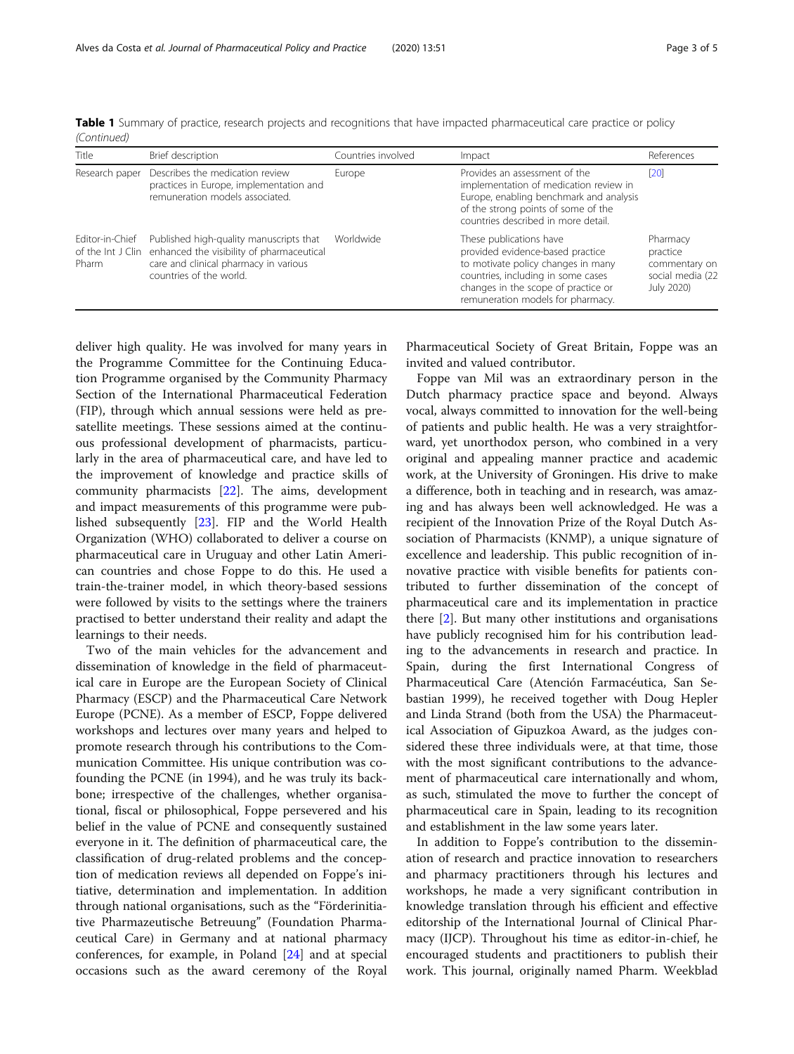**Table 1** Summary of practice, research projects and recognitions that have impacted pharmaceutical care practice or policy *(Continued)*

| Title | Brief description | Countries involved | Impact | References |
|---|---|---|---|---|
| Research paper | Describes the medication review practices in Europe, implementation and remuneration models associated. | Europe | Provides an assessment of the implementation of medication review in Europe, enabling benchmark and analysis of the strong points of some of the countries described in more detail. | [20] |
| Editor-in-Chief of the Int J Clin Pharm | Published high-quality manuscripts that enhanced the visibility of pharmaceutical care and clinical pharmacy in various countries of the world. | Worldwide | These publications have provided evidence-based practice to motivate policy changes in many countries, including in some cases changes in the scope of practice or remuneration models for pharmacy. | Pharmacy practice commentary on social media (22 July 2020) |

deliver high quality. He was involved for many years in the Programme Committee for the Continuing Education Programme organised by the Community Pharmacy Section of the International Pharmaceutical Federation (FIP), through which annual sessions were held as pre-satellite meetings. These sessions aimed at the continuous professional development of pharmacists, particularly in the area of pharmaceutical care, and have led to the improvement of knowledge and practice skills of community pharmacists [22]. The aims, development and impact measurements of this programme were published subsequently [23]. FIP and the World Health Organization (WHO) collaborated to deliver a course on pharmaceutical care in Uruguay and other Latin American countries and chose Foppe to do this. He used a train-the-trainer model, in which theory-based sessions were followed by visits to the settings where the trainers practised to better understand their reality and adapt the learnings to their needs.

Two of the main vehicles for the advancement and dissemination of knowledge in the field of pharmaceutical care in Europe are the European Society of Clinical Pharmacy (ESCP) and the Pharmaceutical Care Network Europe (PCNE). As a member of ESCP, Foppe delivered workshops and lectures over many years and helped to promote research through his contributions to the Communication Committee. His unique contribution was co-founding the PCNE (in 1994), and he was truly its backbone; irrespective of the challenges, whether organisational, fiscal or philosophical, Foppe persevered and his belief in the value of PCNE and consequently sustained everyone in it. The definition of pharmaceutical care, the classification of drug-related problems and the conception of medication reviews all depended on Foppe's initiative, determination and implementation. In addition through national organisations, such as the "Förderinitiative Pharmazeutische Betreuung" (Foundation Pharmaceutical Care) in Germany and at national pharmacy conferences, for example, in Poland [24] and at special occasions such as the award ceremony of the Royal Pharmaceutical Society of Great Britain, Foppe was an invited and valued contributor.

Foppe van Mil was an extraordinary person in the Dutch pharmacy practice space and beyond. Always vocal, always committed to innovation for the well-being of patients and public health. He was a very straightforward, yet unorthodox person, who combined in a very original and appealing manner practice and academic work, at the University of Groningen. His drive to make a difference, both in teaching and in research, was amazing and has always been well acknowledged. He was a recipient of the Innovation Prize of the Royal Dutch Association of Pharmacists (KNMP), a unique signature of excellence and leadership. This public recognition of innovative practice with visible benefits for patients contributed to further dissemination of the concept of pharmaceutical care and its implementation in practice there [2]. But many other institutions and organisations have publicly recognised him for his contribution leading to the advancements in research and practice. In Spain, during the first International Congress of Pharmaceutical Care (Atención Farmacéutica, San Sebastian 1999), he received together with Doug Hepler and Linda Strand (both from the USA) the Pharmaceutical Association of Gipuzkoa Award, as the judges considered these three individuals were, at that time, those with the most significant contributions to the advancement of pharmaceutical care internationally and whom, as such, stimulated the move to further the concept of pharmaceutical care in Spain, leading to its recognition and establishment in the law some years later.

In addition to Foppe's contribution to the dissemination of research and practice innovation to researchers and pharmacy practitioners through his lectures and workshops, he made a very significant contribution in knowledge translation through his efficient and effective editorship of the International Journal of Clinical Pharmacy (IJCP). Throughout his time as editor-in-chief, he encouraged students and practitioners to publish their work. This journal, originally named Pharm. Weekblad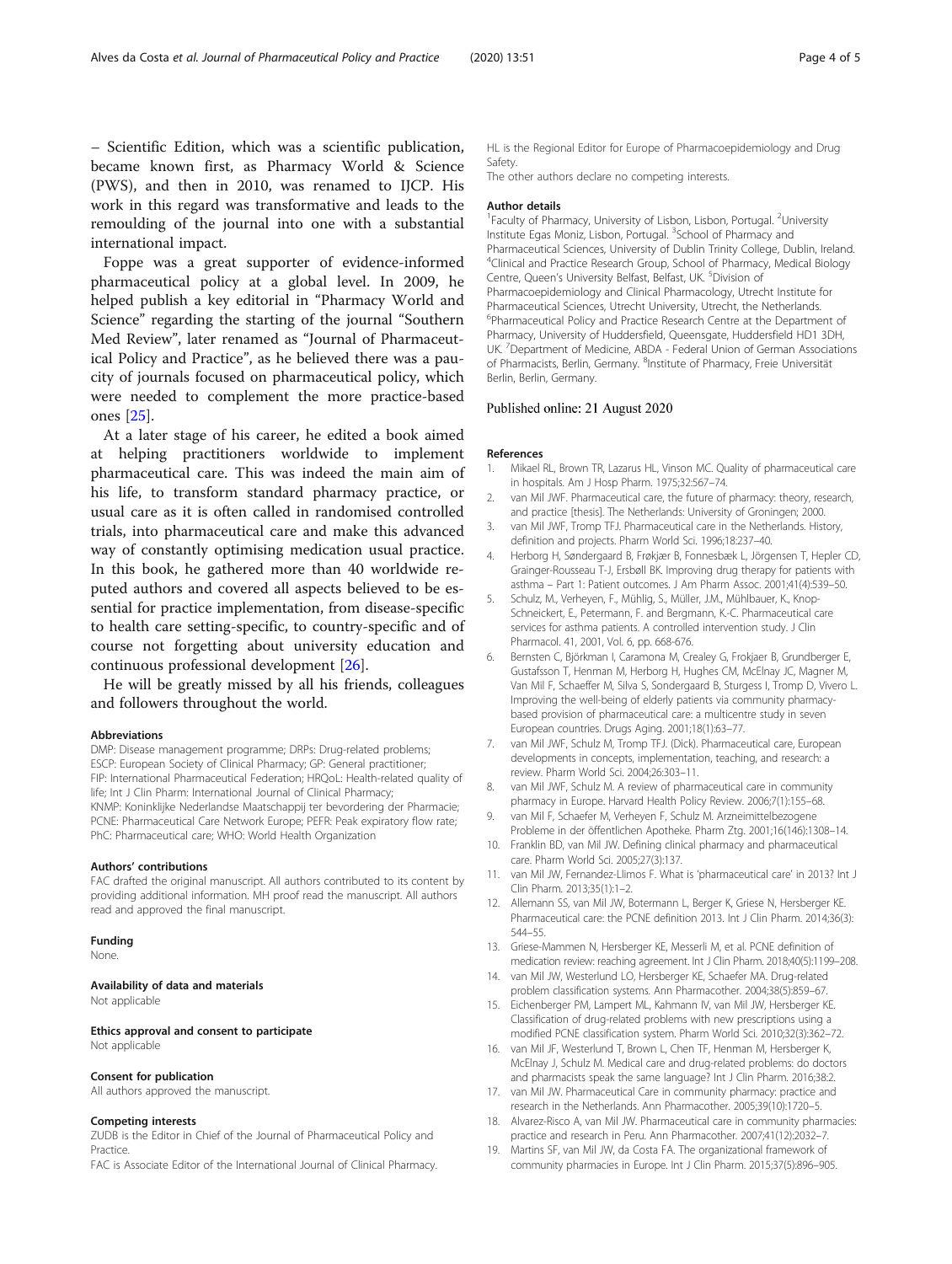– Scientific Edition, which was a scientific publication, became known first, as Pharmacy World & Science (PWS), and then in 2010, was renamed to IJCP. His work in this regard was transformative and leads to the remoulding of the journal into one with a substantial international impact.

Foppe was a great supporter of evidence-informed pharmaceutical policy at a global level. In 2009, he helped publish a key editorial in "Pharmacy World and Science" regarding the starting of the journal "Southern Med Review", later renamed as "Journal of Pharmaceutical Policy and Practice", as he believed there was a paucity of journals focused on pharmaceutical policy, which were needed to complement the more practice-based ones [25].

At a later stage of his career, he edited a book aimed at helping practitioners worldwide to implement pharmaceutical care. This was indeed the main aim of his life, to transform standard pharmacy practice, or usual care as it is often called in randomised controlled trials, into pharmaceutical care and make this advanced way of constantly optimising medication usual practice. In this book, he gathered more than 40 worldwide reputed authors and covered all aspects believed to be essential for practice implementation, from disease-specific to health care setting-specific, to country-specific and of course not forgetting about university education and continuous professional development [26].

He will be greatly missed by all his friends, colleagues and followers throughout the world.

#### Abbreviations

DMP: Disease management programme; DRPs: Drug-related problems; ESCP: European Society of Clinical Pharmacy; GP: General practitioner; FIP: International Pharmaceutical Federation; HRQoL: Health-related quality of life; Int J Clin Pharm: International Journal of Clinical Pharmacy; KNMP: Koninklijke Nederlandse Maatschappij ter bevordering der Pharmacie; PCNE: Pharmaceutical Care Network Europe; PEFR: Peak expiratory flow rate; PhC: Pharmaceutical care; WHO: World Health Organization

#### Authors' contributions

FAC drafted the original manuscript. All authors contributed to its content by providing additional information. MH proof read the manuscript. All authors read and approved the final manuscript.

#### Funding

None.

#### Availability of data and materials

Not applicable

#### Ethics approval and consent to participate

Not applicable

#### Consent for publication

All authors approved the manuscript.

#### Competing interests

ZUDB is the Editor in Chief of the Journal of Pharmaceutical Policy and Practice.

FAC is Associate Editor of the International Journal of Clinical Pharmacy.

HL is the Regional Editor for Europe of Pharmacoepidemiology and Drug Safety.

The other authors declare no competing interests.

#### Author details

[1]Faculty of Pharmacy, University of Lisbon, Lisbon, Portugal. [2]University Institute Egas Moniz, Lisbon, Portugal. [3]School of Pharmacy and Pharmaceutical Sciences, University of Dublin Trinity College, Dublin, Ireland. [4]Clinical and Practice Research Group, School of Pharmacy, Medical Biology Centre, Queen's University Belfast, Belfast, UK. [5]Division of Pharmacoepidemiology and Clinical Pharmacology, Utrecht Institute for Pharmaceutical Sciences, Utrecht University, Utrecht, the Netherlands. [6]Pharmaceutical Policy and Practice Research Centre at the Department of Pharmacy, University of Huddersfield, Queensgate, Huddersfield HD1 3DH, UK. [7]Department of Medicine, ABDA - Federal Union of German Associations of Pharmacists, Berlin, Germany. [8]Institute of Pharmacy, Freie Universität Berlin, Berlin, Germany.

Published online: 21 August 2020

#### References

1. Mikael RL, Brown TR, Lazarus HL, Vinson MC. Quality of pharmaceutical care in hospitals. Am J Hosp Pharm. 1975;32:567–74.
2. van Mil JWF. Pharmaceutical care, the future of pharmacy: theory, research, and practice [thesis]. The Netherlands: University of Groningen; 2000.
3. van Mil JWF, Tromp TFJ. Pharmaceutical care in the Netherlands. History, definition and projects. Pharm World Sci. 1996;18:237–40.
4. Herborg H, Søndergaard B, Frøkjær B, Fonnesbæk L, Jörgensen T, Hepler CD, Grainger-Rousseau T-J, Ersbøll BK. Improving drug therapy for patients with asthma – Part 1: Patient outcomes. J Am Pharm Assoc. 2001;41(4):539–50.
5. Schulz, M., Verheyen, F., Mühlig, S., Müller, J.M., Mühlbauer, K., Knop-Schneickert, E., Petermann, F. and Bergmann, K.-C. Pharmaceutical care services for asthma patients. A controlled intervention study. J Clin Pharmacol. 41, 2001, Vol. 6, pp. 668-676.
6. Bernsten C, Björkman I, Caramona M, Crealey G, Frokjaer B, Grundberger E, Gustafsson T, Henman M, Herborg H, Hughes CM, McElnay JC, Magner M, Van Mil F, Schaeffer M, Silva S, Sondergaard B, Sturgess I, Tromp D, Vivero L. Improving the well-being of elderly patients via community pharmacy-based provision of pharmaceutical care: a multicentre study in seven European countries. Drugs Aging. 2001;18(1):63–77.
7. van Mil JWF, Schulz M, Tromp TFJ. (Dick). Pharmaceutical care, European developments in concepts, implementation, teaching, and research: a review. Pharm World Sci. 2004;26:303–11.
8. van Mil JWF, Schulz M. A review of pharmaceutical care in community pharmacy in Europe. Harvard Health Policy Review. 2006;7(1):155–68.
9. van Mil F, Schaefer M, Verheyen F, Schulz M. Arzneimittelbezogene Probleme in der öffentlichen Apotheke. Pharm Ztg. 2001;16(146):1308–14.
10. Franklin BD, van Mil JW. Defining clinical pharmacy and pharmaceutical care. Pharm World Sci. 2005;27(3):137.
11. van Mil JW, Fernandez-Llimos F. What is 'pharmaceutical care' in 2013? Int J Clin Pharm. 2013;35(1):1–2.
12. Allemann SS, van Mil JW, Botermann L, Berger K, Griese N, Hersberger KE. Pharmaceutical care: the PCNE definition 2013. Int J Clin Pharm. 2014;36(3):544–55.
13. Griese-Mammen N, Hersberger KE, Messerli M, et al. PCNE definition of medication review: reaching agreement. Int J Clin Pharm. 2018;40(5):1199–208.
14. van Mil JW, Westerlund LO, Hersberger KE, Schaefer MA. Drug-related problem classification systems. Ann Pharmacother. 2004;38(5):859–67.
15. Eichenberger PM, Lampert ML, Kahmann IV, van Mil JW, Hersberger KE. Classification of drug-related problems with new prescriptions using a modified PCNE classification system. Pharm World Sci. 2010;32(3):362–72.
16. van Mil JF, Westerlund T, Brown L, Chen TF, Henman M, Hersberger K, McElnay J, Schulz M. Medical care and drug-related problems: do doctors and pharmacists speak the same language? Int J Clin Pharm. 2016;38:2.
17. van Mil JW. Pharmaceutical Care in community pharmacy: practice and research in the Netherlands. Ann Pharmacother. 2005;39(10):1720–5.
18. Alvarez-Risco A, van Mil JW. Pharmaceutical care in community pharmacies: practice and research in Peru. Ann Pharmacother. 2007;41(12):2032–7.
19. Martins SF, van Mil JW, da Costa FA. The organizational framework of community pharmacies in Europe. Int J Clin Pharm. 2015;37(5):896–905.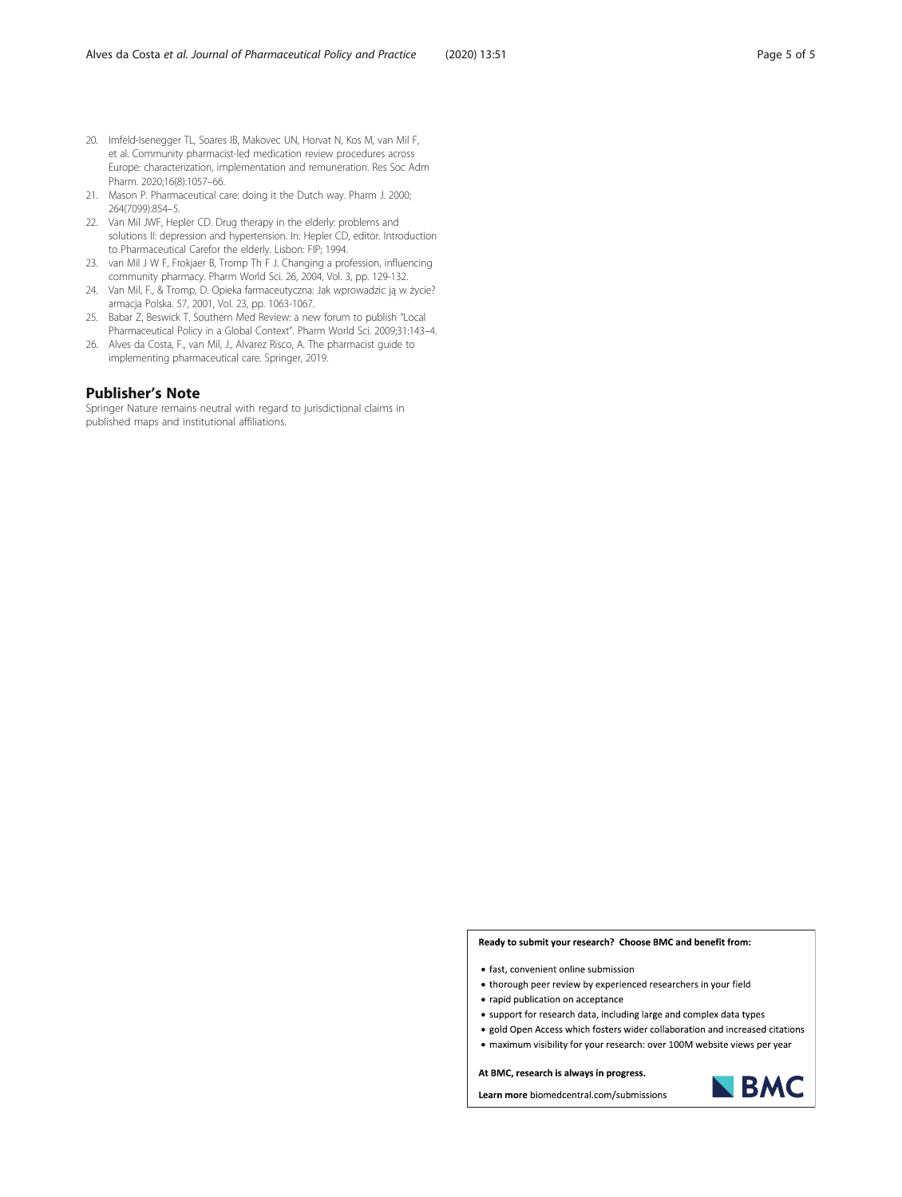20. Imfeld-Isenegger TL, Soares IB, Makovec UN, Horvat N, Kos M, van Mil F, et al. Community pharmacist-led medication review procedures across Europe: characterization, implementation and remuneration. Res Soc Adm Pharm. 2020;16(8):1057–66.
21. Mason P. Pharmaceutical care: doing it the Dutch way. Pharm J. 2000; 264(7099):854–5.
22. Van Mil JWF, Hepler CD. Drug therapy in the elderly: problems and solutions II: depression and hypertension. In: Hepler CD, editor. Introduction to Pharmaceutical Carefor the elderly. Lisbon: FIP; 1994.
23. van Mil J W F, Frokjaer B, Tromp Th F J. Changing a profession, influencing community pharmacy. Pharm World Sci. 26, 2004, Vol. 3, pp. 129-132.
24. Van Mil, F., & Tromp, D. Opieka farmaceutyczna: Jak wprowadzic ją w życie? armacja Polska. 57, 2001, Vol. 23, pp. 1063-1067.
25. Babar Z, Beswick T. Southern Med Review: a new forum to publish "Local Pharmaceutical Policy in a Global Context". Pharm World Sci. 2009;31:143–4.
26. Alves da Costa, F., van Mil, J., Alvarez Risco, A. The pharmacist guide to implementing pharmaceutical care. Springer, 2019.

## Publisher's Note

Springer Nature remains neutral with regard to jurisdictional claims in published maps and institutional affiliations.

**Ready to submit your research? Choose BMC and benefit from:**

- fast, convenient online submission
- thorough peer review by experienced researchers in your field
- rapid publication on acceptance
- support for research data, including large and complex data types
- gold Open Access which fosters wider collaboration and increased citations
- maximum visibility for your research: over 100M website views per year

**At BMC, research is always in progress.**

**Learn more** biomedcentral.com/submissions

BMC